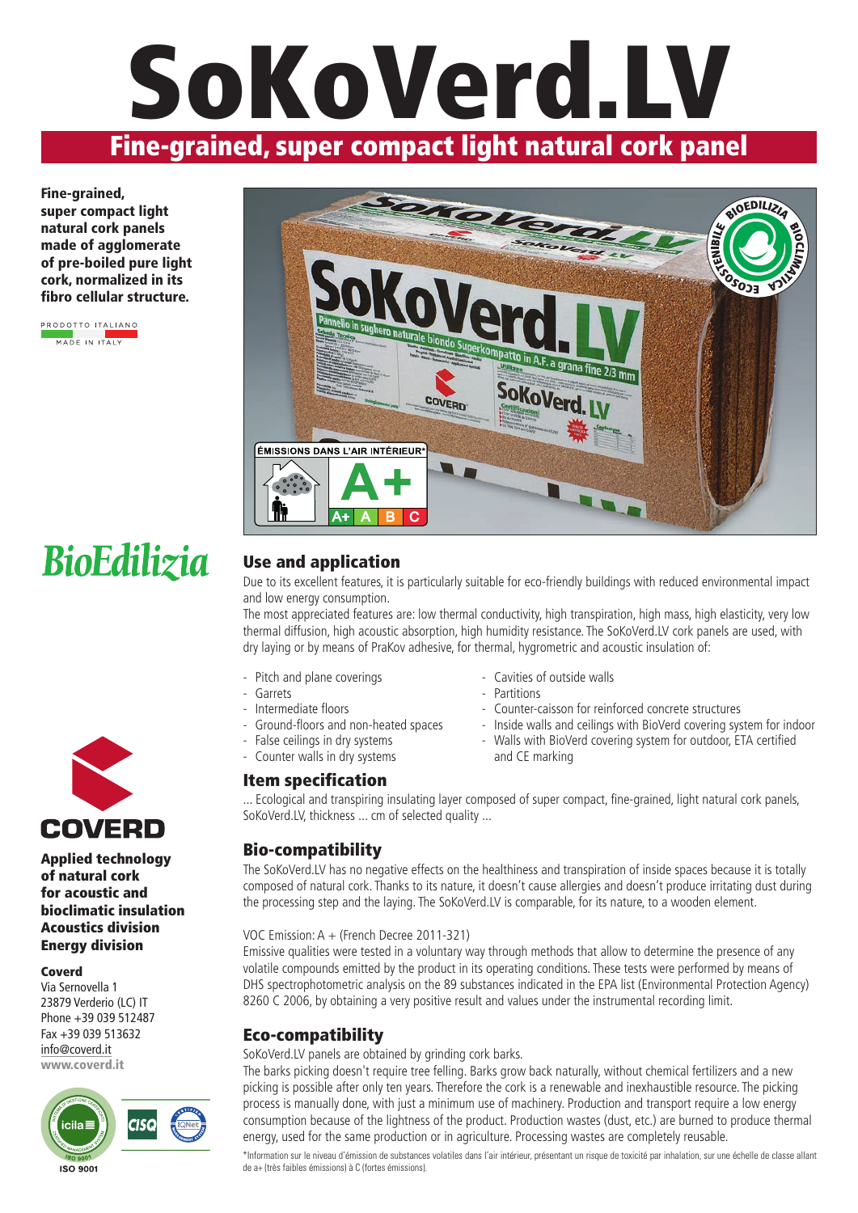# SoKoVerd.LV

## Fine-grained, super compact light natural cork panel

**Fine-grained, super compact light natural cork panels made of agglomerate of pre-boiled pure light cork, normalized in its fibro cellular structure.**

PRODOTTO ITALIANO
MADE IN ITALY

*BioEdilizia*

**COVERD**

**Applied technology of natural cork for acoustic and bioclimatic insulation**
**Acoustics division**
**Energy division**

**Coverd**
Via Sernovella 1
23879 Verderio (LC) IT
Phone +39 039 512487
Fax +39 039 513632
info@coverd.it
**www.coverd.it**

ISO 9001

## Use and application

Due to its excellent features, it is particularly suitable for eco-friendly buildings with reduced environmental impact and low energy consumption.
The most appreciated features are: low thermal conductivity, high transpiration, high mass, high elasticity, very low thermal diffusion, high acoustic absorption, high humidity resistance. The SoKoVerd.LV cork panels are used, with dry laying or by means of PraKov adhesive, for thermal, hygrometric and acoustic insulation of:

- Pitch and plane coverings
- Garrets
- Intermediate floors
- Ground-floors and non-heated spaces
- False ceilings in dry systems
- Counter walls in dry systems
- Cavities of outside walls
- Partitions
- Counter-caisson for reinforced concrete structures
- Inside walls and ceilings with BioVerd covering system for indoor
- Walls with BioVerd covering system for outdoor, ETA certified and CE marking

## Item specification

... Ecological and transpiring insulating layer composed of super compact, fine-grained, light natural cork panels, SoKoVerd.LV, thickness ... cm of selected quality ...

## Bio-compatibility

The SoKoVerd.LV has no negative effects on the healthiness and transpiration of inside spaces because it is totally composed of natural cork. Thanks to its nature, it doesn't cause allergies and doesn't produce irritating dust during the processing step and the laying. The SoKoVerd.LV is comparable, for its nature, to a wooden element.

VOC Emission: A + (French Decree 2011-321)
Emissive qualities were tested in a voluntary way through methods that allow to determine the presence of any volatile compounds emitted by the product in its operating conditions. These tests were performed by means of DHS spectrophotometric analysis on the 89 substances indicated in the EPA list (Environmental Protection Agency) 8260 C 2006, by obtaining a very positive result and values under the instrumental recording limit.

## Eco-compatibility

SoKoVerd.LV panels are obtained by grinding cork barks.
The barks picking doesn't require tree felling. Barks grow back naturally, without chemical fertilizers and a new picking is possible after only ten years. Therefore the cork is a renewable and inexhaustible resource. The picking process is manually done, with just a minimum use of machinery. Production and transport require a low energy consumption because of the lightness of the product. Production wastes (dust, etc.) are burned to produce thermal energy, used for the same production or in agriculture. Processing wastes are completely reusable.

*Information sur le niveau d'émission de substances volatiles dans l'air intérieur, présentant un risque de toxicité par inhalation, sur une échelle de classe allant de a+ (très faibles émissions) à C (fortes émissions).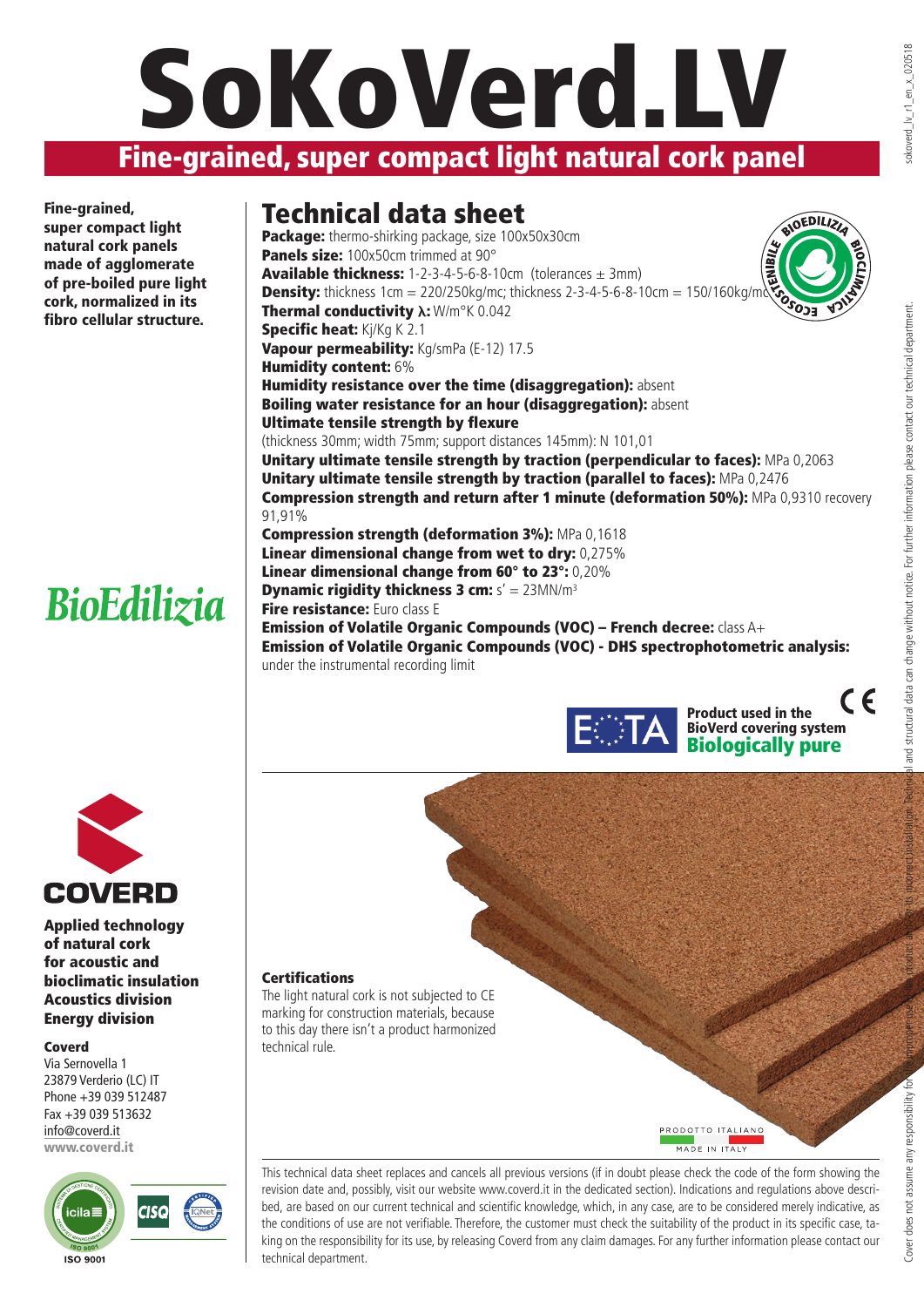# SoKoVerd.LV

## Fine-grained, super compact light natural cork panel

**Fine-grained, super compact light natural cork panels made of agglomerate of pre-boiled pure light cork, normalized in its fibro cellular structure.**

*BioEdilizia*

## Technical data sheet

**Package:** thermo-shirking package, size 100x50x30cm
**Panels size:** 100x50cm trimmed at 90°
**Available thickness:** 1-2-3-4-5-6-8-10cm (tolerances ± 3mm)
**Density:** thickness 1cm = 220/250kg/mc; thickness 2-3-4-5-6-8-10cm = 150/160kg/mc
**Thermal conductivity λ:** W/m°K 0.042
**Specific heat:** Kj/Kg K 2.1
**Vapour permeability:** Kg/smPa (E-12) 17.5
**Humidity content:** 6%
**Humidity resistance over the time (disaggregation):** absent
**Boiling water resistance for an hour (disaggregation):** absent
**Ultimate tensile strength by flexure**
(thickness 30mm; width 75mm; support distances 145mm): N 101,01
**Unitary ultimate tensile strength by traction (perpendicular to faces):** MPa 0,2063
**Unitary ultimate tensile strength by traction (parallel to faces):** MPa 0,2476
**Compression strength and return after 1 minute (deformation 50%):** MPa 0,9310 recovery 91,91%
**Compression strength (deformation 3%):** MPa 0,1618
**Linear dimensional change from wet to dry:** 0,275%
**Linear dimensional change from 60° to 23°:** 0,20%
**Dynamic rigidity thickness 3 cm:** s' = 23MN/m$^3$
**Fire resistance:** Euro class E
**Emission of Volatile Organic Compounds (VOC) – French decree:** class A+
**Emission of Volatile Organic Compounds (VOC) - DHS spectrophotometric analysis:** under the instrumental recording limit

**Product used in the BioVerd covering system**
**Biologically pure**

### Certifications

The light natural cork is not subjected to CE marking for construction materials, because to this day there isn't a product harmonized technical rule.

PRODOTTO ITALIANO
MADE IN ITALY

**COVERD**

**Applied technology of natural cork for acoustic and bioclimatic insulation**
**Acoustics division**
**Energy division**

**Coverd**
Via Sernovella 1
23879 Verderio (LC) IT
Phone +39 039 512487
Fax +39 039 513632
info@coverd.it
www.coverd.it

ISO 9001

This technical data sheet replaces and cancels all previous versions (if in doubt please check the code of the form showing the revision date and, possibly, visit our website www.coverd.it in the dedicated section). Indications and regulations above described, are based on our current technical and scientific knowledge, which, in any case, are to be considered merely indicative, as the conditions of use are not verifiable. Therefore, the customer must check the suitability of the product in its specific case, taking on the responsibility for its use, by releasing Coverd from any claim damages. For any further information please contact our technical department.

Coverd does not assume any responsibility for improper use of the product and for its incorrect installation. Technical and structural data can change without notice. For further information please contact our technical department.

sokoverd_lv_r1_en_x_020518